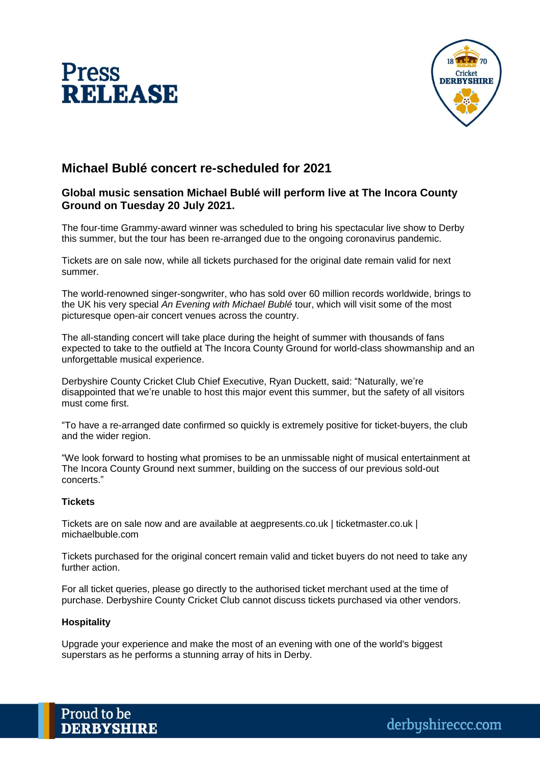# Press RELEASE

## Michael Bublé concert re-scheduled for 2021

### Global music sensation Michael Bublé will perform live at The Incora County Ground on Tuesday 20 July 2021.

The four-time Grammy-award winner was scheduled to bring his spectacular live show to Derby this summer, but the tour has been re-arranged due to the ongoing coronavirus pandemic.

Tickets are on sale now, while all tickets purchased for the original date remain valid for next summer.

The world-renowned singer-songwriter, who has sold over 60 million records worldwide, brings to the UK his very special *An Evening with Michael Bublé* tour, which will visit some of the most picturesque open-air concert venues across the country.

The all-standing concert will take place during the height of summer with thousands of fans expected to take to the outfield at The Incora County Ground for world-class showmanship and an unforgettable musical experience.

Derbyshire County Cricket Club Chief Executive, Ryan Duckett, said: "Naturally, we're disappointed that we're unable to host this major event this summer, but the safety of all visitors must come first.

"To have a re-arranged date confirmed so quickly is extremely positive for ticket-buyers, the club and the wider region.

"We look forward to hosting what promises to be an unmissable night of musical entertainment at The Incora County Ground next summer, building on the success of our previous sold-out concerts."

**Tickets**

Tickets are on sale now and are available at aegpresents.co.uk | ticketmaster.co.uk | michaelbuble.com

Tickets purchased for the original concert remain valid and ticket buyers do not need to take any further action.

For all ticket queries, please go directly to the authorised ticket merchant used at the time of purchase. Derbyshire County Cricket Club cannot discuss tickets purchased via other vendors.

**Hospitality**

Upgrade your experience and make the most of an evening with one of the world's biggest superstars as he performs a stunning array of hits in Derby.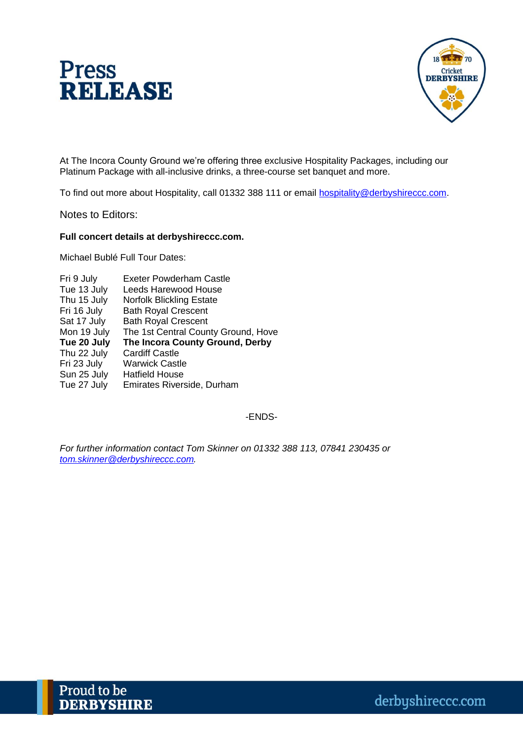# Press
# RELEASE

At The Incora County Ground we're offering three exclusive Hospitality Packages, including our Platinum Package with all-inclusive drinks, a three-course set banquet and more.

To find out more about Hospitality, call 01332 388 111 or email hospitality@derbyshireccc.com.

Notes to Editors:

**Full concert details at derbyshireccc.com.**

Michael Bublé Full Tour Dates:

| | |
|---|---|
| Fri 9 July | Exeter Powderham Castle |
| Tue 13 July | Leeds Harewood House |
| Thu 15 July | Norfolk Blickling Estate |
| Fri 16 July | Bath Royal Crescent |
| Sat 17 July | Bath Royal Crescent |
| Mon 19 July | The 1st Central County Ground, Hove |
| **Tue 20 July** | **The Incora County Ground, Derby** |
| Thu 22 July | Cardiff Castle |
| Fri 23 July | Warwick Castle |
| Sun 25 July | Hatfield House |
| Tue 27 July | Emirates Riverside, Durham |

-ENDS-

*For further information contact Tom Skinner on 01332 388 113, 07841 230435 or tom.skinner@derbyshireccc.com.*

Proud to be DERBYSHIRE

derbyshireccc.com